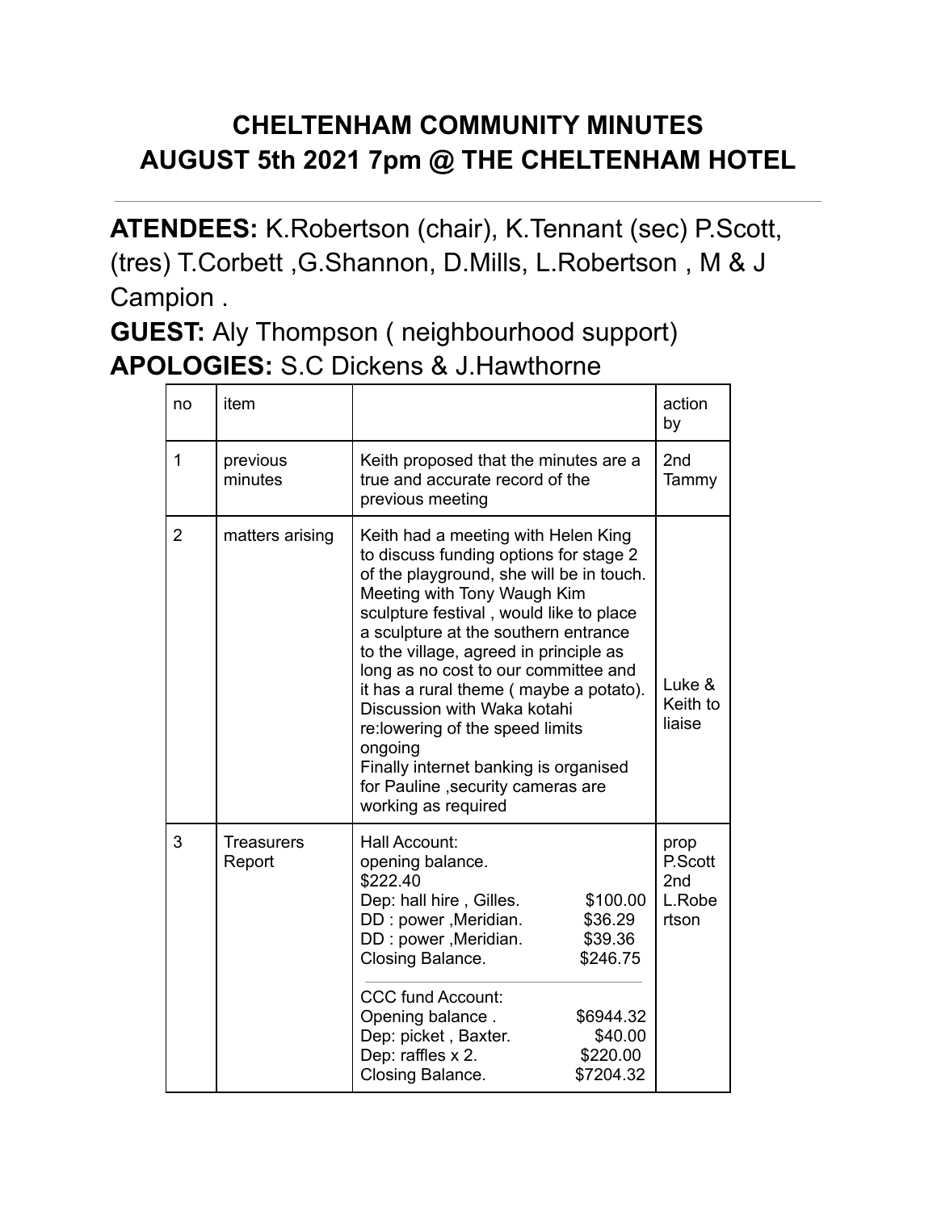# CHELTENHAM COMMUNITY MINUTES
# AUGUST 5th 2021 7pm @ THE CHELTENHAM HOTEL

---

**ATENDEES:** K.Robertson (chair), K.Tennant (sec) P.Scott, (tres) T.Corbett ,G.Shannon, D.Mills, L.Robertson , M & J Campion .

**GUEST:** Aly Thompson ( neighbourhood support)

**APOLOGIES:** S.C Dickens & J.Hawthorne

| no | item | | action by |
|---|---|---|---|
| 1 | previous minutes | Keith proposed that the minutes are a true and accurate record of the previous meeting | 2nd Tammy |
| 2 | matters arising | Keith had a meeting with Helen King to discuss funding options for stage 2 of the playground, she will be in touch. Meeting with Tony Waugh Kim sculpture festival , would like to place a sculpture at the southern entrance to the village, agreed in principle as long as no cost to our committee and it has a rural theme ( maybe a potato). Discussion with Waka kotahi re:lowering of the speed limits ongoing<br>Finally internet banking is organised for Pauline ,security cameras are working as required | Luke & Keith to liaise |
| 3 | Treasurers Report | Hall Account:<br>opening balance.<br>$222.40<br>Dep: hall hire , Gilles. $100.00<br>DD : power ,Meridian. $36.29<br>DD : power ,Meridian. $39.36<br>Closing Balance. $246.75<br><br>CCC fund Account:<br>Opening balance . $6944.32<br>Dep: picket , Baxter. $40.00<br>Dep: raffles x 2. $220.00<br>Closing Balance. $7204.32 | prop P.Scott 2nd L.Robertson |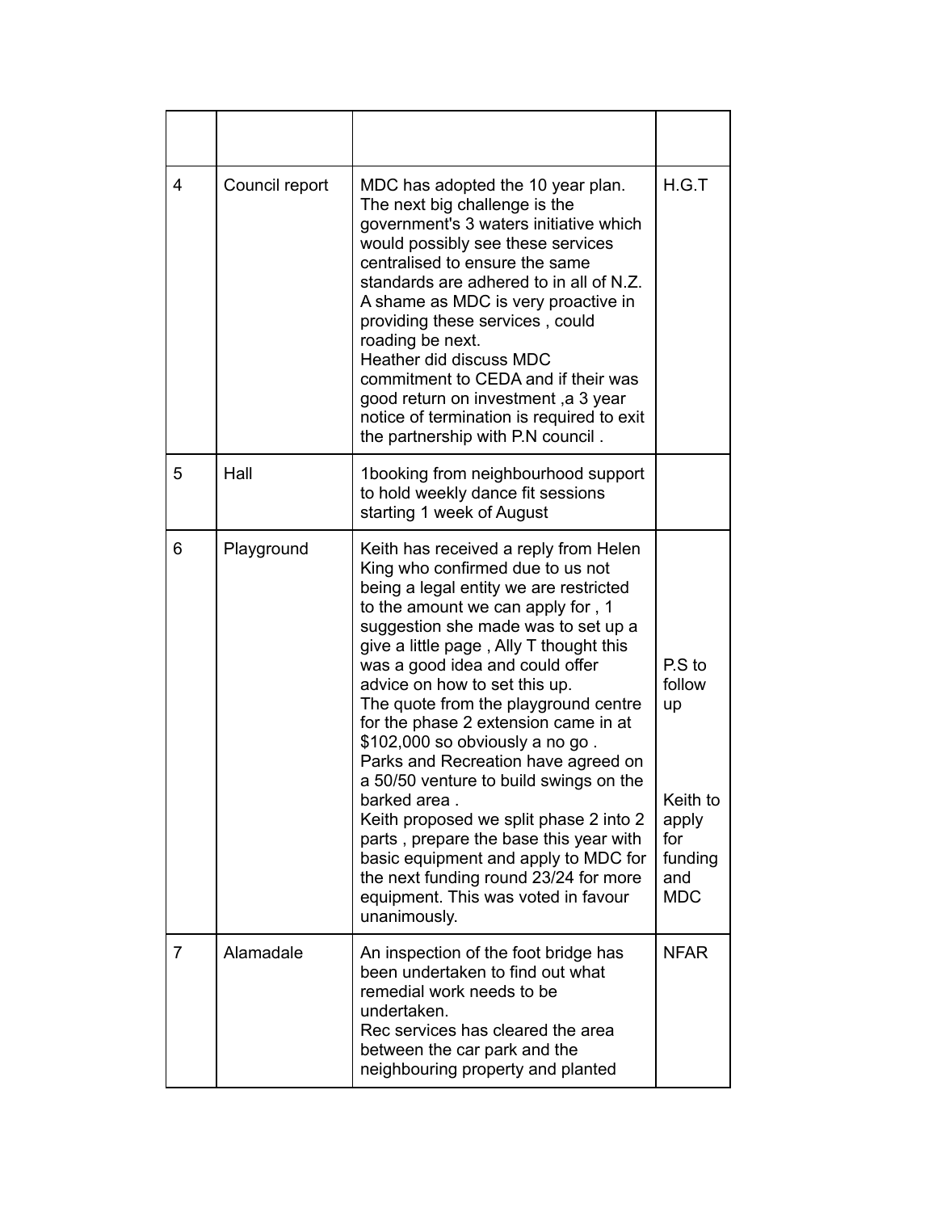| | | | |
|---|---|---|---|
| 4 | Council report | MDC has adopted the 10 year plan. The next big challenge is the government's 3 waters initiative which would possibly see these services centralised to ensure the same standards are adhered to in all of N.Z. A shame as MDC is very proactive in providing these services , could roading be next. Heather did discuss MDC commitment to CEDA and if their was good return on investment ,a 3 year notice of termination is required to exit the partnership with P.N council . | H.G.T |
| 5 | Hall | 1booking from neighbourhood support to hold weekly dance fit sessions starting 1 week of August | |
| 6 | Playground | Keith has received a reply from Helen King who confirmed due to us not being a legal entity we are restricted to the amount we can apply for , 1 suggestion she made was to set up a give a little page , Ally T thought this was a good idea and could offer advice on how to set this up. The quote from the playground centre for the phase 2 extension came in at $102,000 so obviously a no go . Parks and Recreation have agreed on a 50/50 venture to build swings on the barked area . Keith proposed we split phase 2 into 2 parts , prepare the base this year with basic equipment and apply to MDC for the next funding round 23/24 for more equipment. This was voted in favour unanimously. | P.S to follow up<br><br>Keith to apply for funding and MDC |
| 7 | Alamadale | An inspection of the foot bridge has been undertaken to find out what remedial work needs to be undertaken. Rec services has cleared the area between the car park and the neighbouring property and planted | NFAR |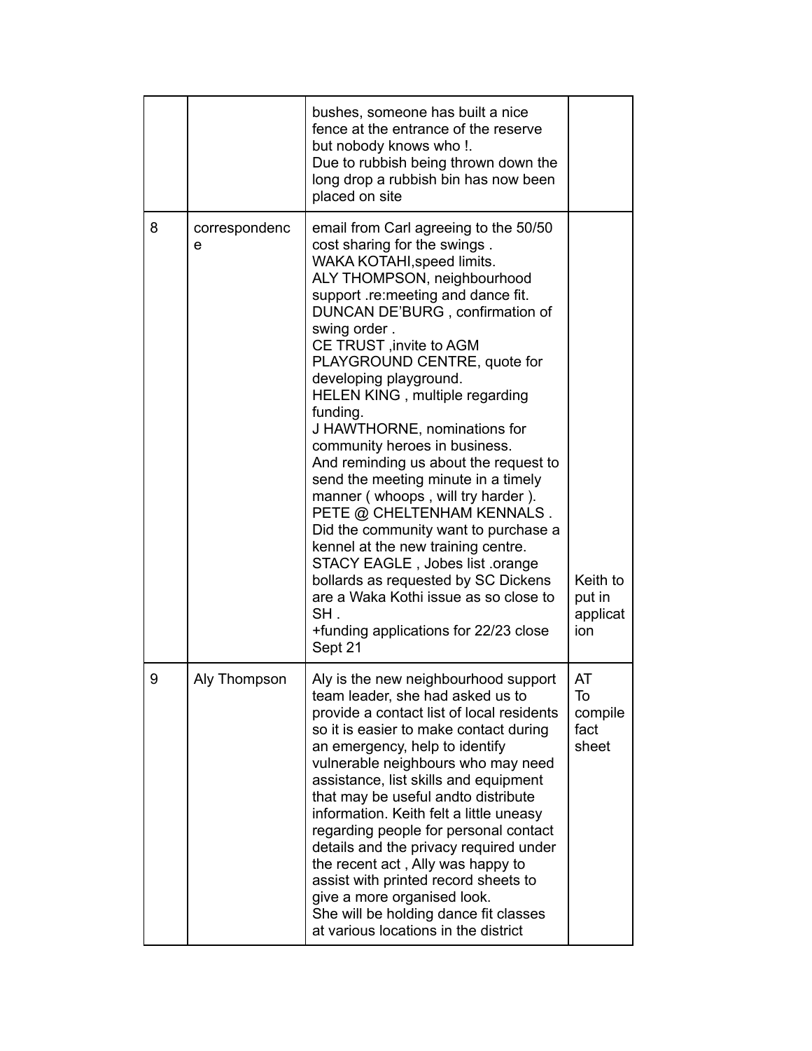|  |  |  |  |
|---|---|---|---|
|  |  | bushes, someone has built a nice fence at the entrance of the reserve but nobody knows who !.<br>Due to rubbish being thrown down the long drop a rubbish bin has now been placed on site |  |
| 8 | correspondence | email from Carl agreeing to the 50/50 cost sharing for the swings .<br>WAKA KOTAHI,speed limits.<br>ALY THOMPSON, neighbourhood support .re:meeting and dance fit.<br>DUNCAN DE'BURG , confirmation of swing order .<br>CE TRUST ,invite to AGM<br>PLAYGROUND CENTRE, quote for developing playground.<br>HELEN KING , multiple regarding funding.<br>J HAWTHORNE, nominations for community heroes in business.<br>And reminding us about the request to send the meeting minute in a timely manner ( whoops , will try harder ).<br>PETE @ CHELTENHAM KENNALS .<br>Did the community want to purchase a kennel at the new training centre.<br>STACY EAGLE , Jobes list .orange bollards as requested by SC Dickens are a Waka Kothi issue as so close to SH .<br>+funding applications for 22/23 close Sept 21 | Keith to put in application |
| 9 | Aly Thompson | Aly is the new neighbourhood support team leader, she had asked us to provide a contact list of local residents so it is easier to make contact during an emergency, help to identify vulnerable neighbours who may need assistance, list skills and equipment that may be useful andto distribute information. Keith felt a little uneasy regarding people for personal contact details and the privacy required under the recent act , Ally was happy to assist with printed record sheets to give a more organised look.<br>She will be holding dance fit classes at various locations in the district | AT<br>To compile fact sheet |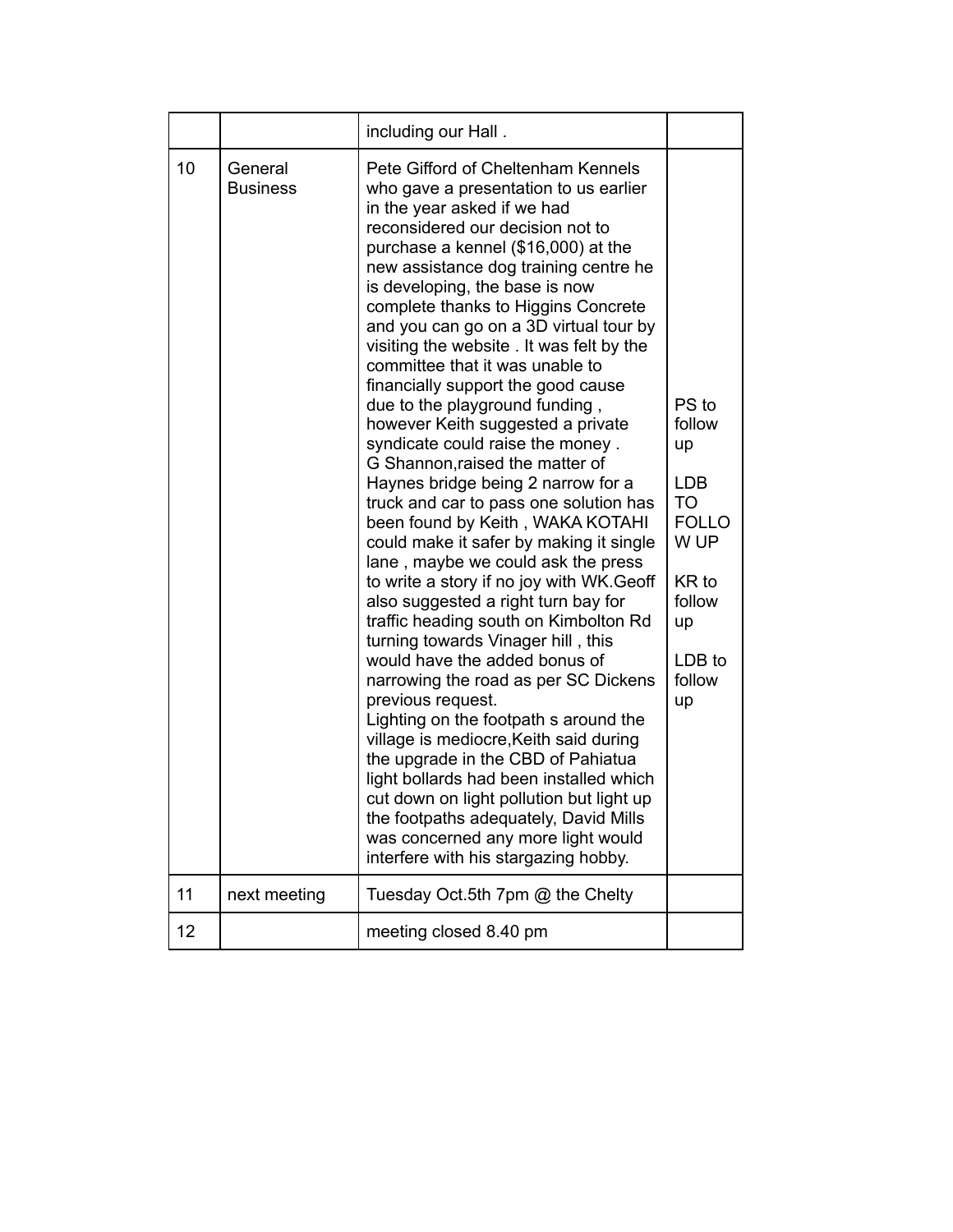| | | | |
|---|---|---|---|
| | | including our Hall . | |
| 10 | General Business | Pete Gifford of Cheltenham Kennels who gave a presentation to us earlier in the year asked if we had reconsidered our decision not to purchase a kennel ($16,000) at the new assistance dog training centre he is developing, the base is now complete thanks to Higgins Concrete and you can go on a 3D virtual tour by visiting the website . It was felt by the committee that it was unable to financially support the good cause due to the playground funding , however Keith suggested a private syndicate could raise the money .<br>G Shannon,raised the matter of Haynes bridge being 2 narrow for a truck and car to pass one solution has been found by Keith , WAKA KOTAHI could make it safer by making it single lane , maybe we could ask the press to write a story if no joy with WK.Geoff also suggested a right turn bay for traffic heading south on Kimbolton Rd turning towards Vinager hill , this would have the added bonus of narrowing the road as per SC Dickens previous request.<br>Lighting on the footpath s around the village is mediocre,Keith said during the upgrade in the CBD of Pahiatua light bollards had been installed which cut down on light pollution but light up the footpaths adequately, David Mills was concerned any more light would interfere with his stargazing hobby. | PS to follow up<br><br>LDB TO FOLLOW UP<br><br>KR to follow up<br><br>LDB to follow up |
| 11 | next meeting | Tuesday Oct.5th 7pm @ the Chelty | |
| 12 | | meeting closed 8.40 pm | |